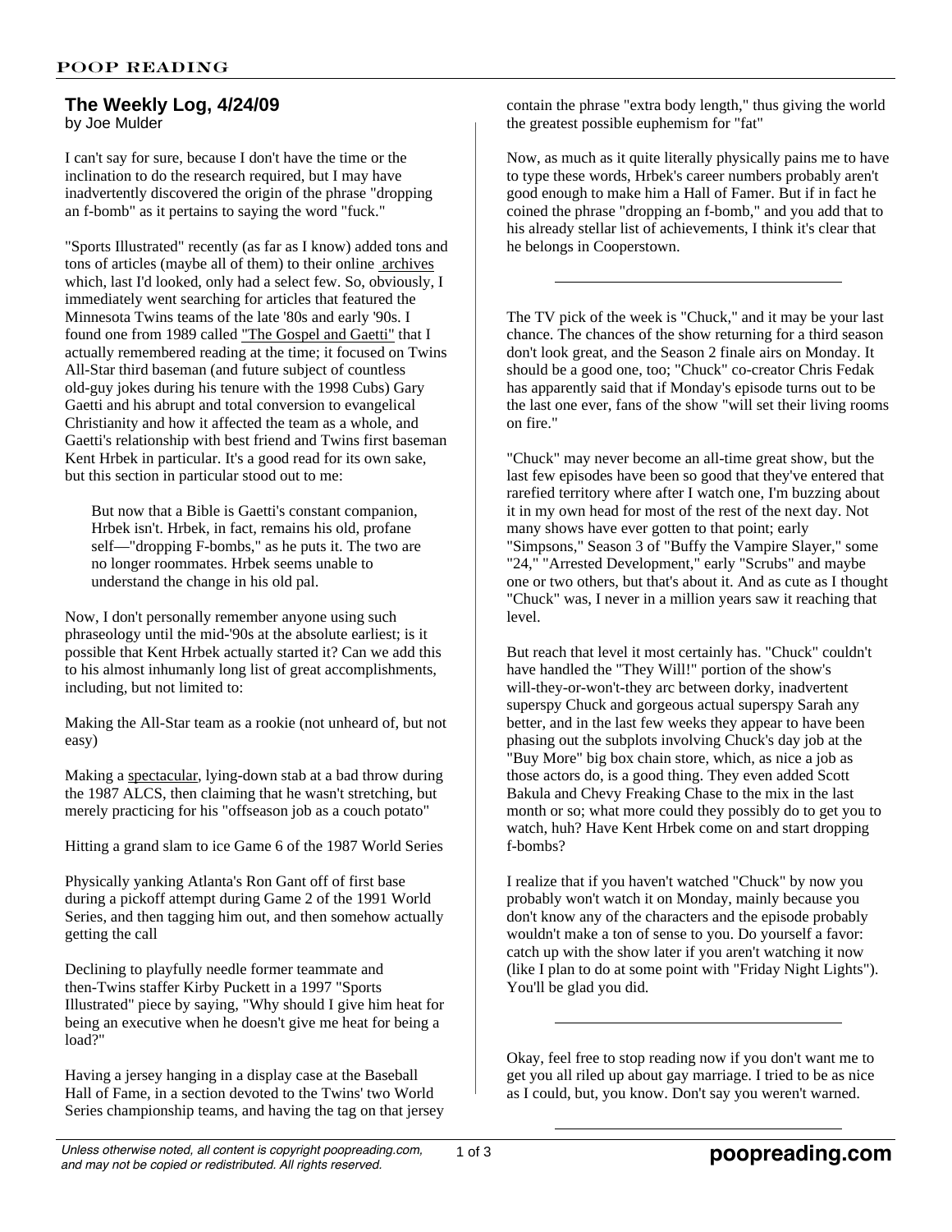# The Weekly Log, 4/24/09

by Joe Mulder

I can't say for sure, because I don't have the time or the inclination to do the research required, but I may have inadvertently discovered the origin of the phrase "dropping an f-bomb" as it pertains to saying the word "fuck."

"Sports Illustrated" recently (as far as I know) added tons and tons of articles (maybe all of them) to their online archives which, last I'd looked, only had a select few. So, obviously, I immediately went searching for articles that featured the Minnesota Twins teams of the late '80s and early '90s. I found one from 1989 called "The Gospel and Gaetti" that I actually remembered reading at the time; it focused on Twins All-Star third baseman (and future subject of countless old-guy jokes during his tenure with the 1998 Cubs) Gary Gaetti and his abrupt and total conversion to evangelical Christianity and how it affected the team as a whole, and Gaetti's relationship with best friend and Twins first baseman Kent Hrbek in particular. It's a good read for its own sake, but this section in particular stood out to me:

> But now that a Bible is Gaetti's constant companion, Hrbek isn't. Hrbek, in fact, remains his old, profane self—"dropping F-bombs," as he puts it. The two are no longer roommates. Hrbek seems unable to understand the change in his old pal.

Now, I don't personally remember anyone using such phraseology until the mid-'90s at the absolute earliest; is it possible that Kent Hrbek actually started it? Can we add this to his almost inhumanly long list of great accomplishments, including, but not limited to:

Making the All-Star team as a rookie (not unheard of, but not easy)

Making a spectacular, lying-down stab at a bad throw during the 1987 ALCS, then claiming that he wasn't stretching, but merely practicing for his "offseason job as a couch potato"

Hitting a grand slam to ice Game 6 of the 1987 World Series

Physically yanking Atlanta's Ron Gant off of first base during a pickoff attempt during Game 2 of the 1991 World Series, and then tagging him out, and then somehow actually getting the call

Declining to playfully needle former teammate and then-Twins staffer Kirby Puckett in a 1997 "Sports Illustrated" piece by saying, "Why should I give him heat for being an executive when he doesn't give me heat for being a load?"

Having a jersey hanging in a display case at the Baseball Hall of Fame, in a section devoted to the Twins' two World Series championship teams, and having the tag on that jersey contain the phrase "extra body length," thus giving the world the greatest possible euphemism for "fat"

Now, as much as it quite literally physically pains me to have to type these words, Hrbek's career numbers probably aren't good enough to make him a Hall of Famer. But if in fact he coined the phrase "dropping an f-bomb," and you add that to his already stellar list of achievements, I think it's clear that he belongs in Cooperstown.

---

The TV pick of the week is "Chuck," and it may be your last chance. The chances of the show returning for a third season don't look great, and the Season 2 finale airs on Monday. It should be a good one, too; "Chuck" co-creator Chris Fedak has apparently said that if Monday's episode turns out to be the last one ever, fans of the show "will set their living rooms on fire."

"Chuck" may never become an all-time great show, but the last few episodes have been so good that they've entered that rarefied territory where after I watch one, I'm buzzing about it in my own head for most of the rest of the next day. Not many shows have ever gotten to that point; early "Simpsons," Season 3 of "Buffy the Vampire Slayer," some "24," "Arrested Development," early "Scrubs" and maybe one or two others, but that's about it. And as cute as I thought "Chuck" was, I never in a million years saw it reaching that level.

But reach that level it most certainly has. "Chuck" couldn't have handled the "They Will!" portion of the show's will-they-or-won't-they arc between dorky, inadvertent superspy Chuck and gorgeous actual superspy Sarah any better, and in the last few weeks they appear to have been phasing out the subplots involving Chuck's day job at the "Buy More" big box chain store, which, as nice a job as those actors do, is a good thing. They even added Scott Bakula and Chevy Freaking Chase to the mix in the last month or so; what more could they possibly do to get you to watch, huh? Have Kent Hrbek come on and start dropping f-bombs?

I realize that if you haven't watched "Chuck" by now you probably won't watch it on Monday, mainly because you don't know any of the characters and the episode probably wouldn't make a ton of sense to you. Do yourself a favor: catch up with the show later if you aren't watching it now (like I plan to do at some point with "Friday Night Lights"). You'll be glad you did.

---

Okay, feel free to stop reading now if you don't want me to get you all riled up about gay marriage. I tried to be as nice as I could, but, you know. Don't say you weren't warned.

---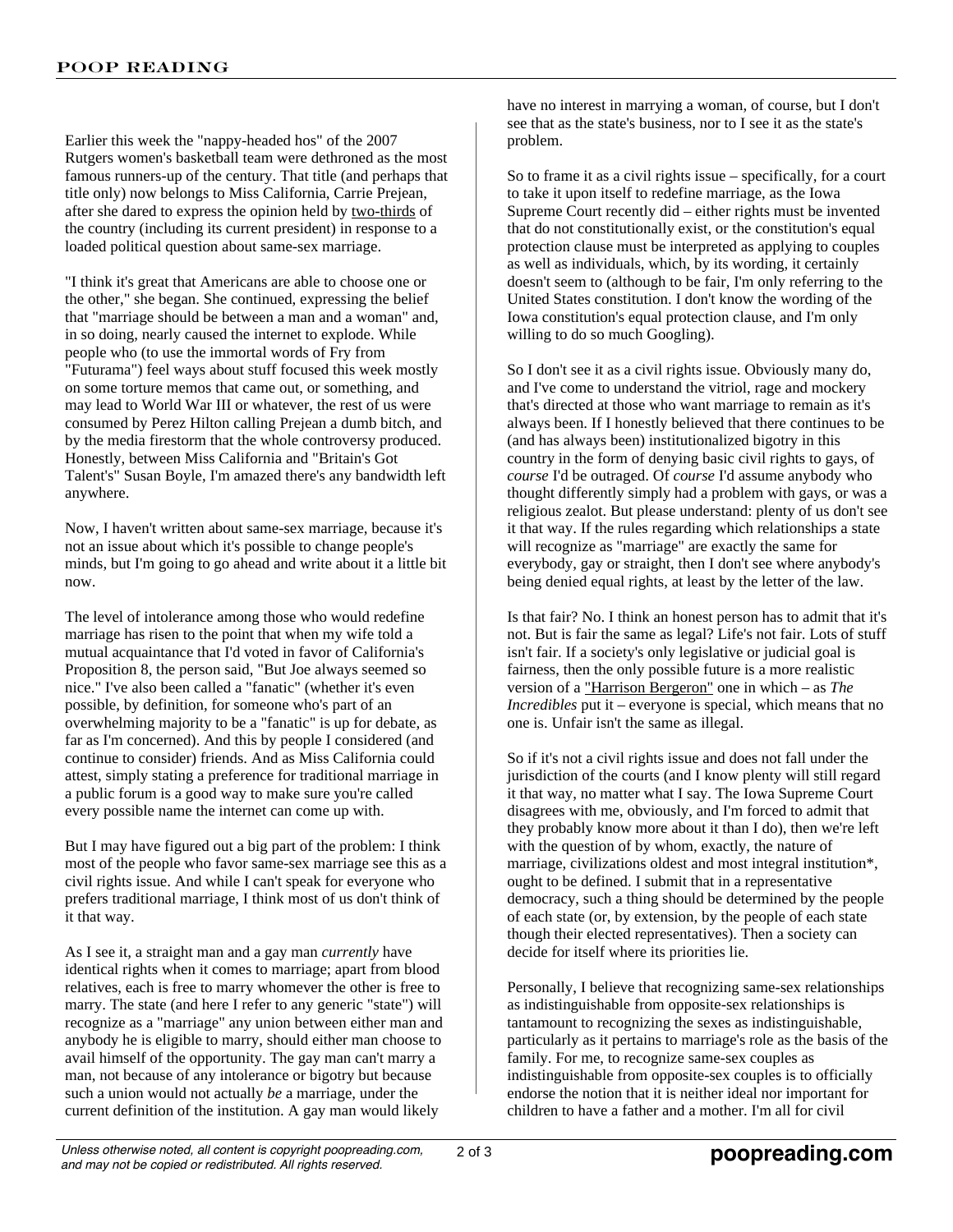Earlier this week the "nappy-headed hos" of the 2007 Rutgers women's basketball team were dethroned as the most famous runners-up of the century. That title (and perhaps that title only) now belongs to Miss California, Carrie Prejean, after she dared to express the opinion held by two-thirds of the country (including its current president) in response to a loaded political question about same-sex marriage.

"I think it's great that Americans are able to choose one or the other," she began. She continued, expressing the belief that "marriage should be between a man and a woman" and, in so doing, nearly caused the internet to explode. While people who (to use the immortal words of Fry from "Futurama") feel ways about stuff focused this week mostly on some torture memos that came out, or something, and may lead to World War III or whatever, the rest of us were consumed by Perez Hilton calling Prejean a dumb bitch, and by the media firestorm that the whole controversy produced. Honestly, between Miss California and "Britain's Got Talent's" Susan Boyle, I'm amazed there's any bandwidth left anywhere.

Now, I haven't written about same-sex marriage, because it's not an issue about which it's possible to change people's minds, but I'm going to go ahead and write about it a little bit now.

The level of intolerance among those who would redefine marriage has risen to the point that when my wife told a mutual acquaintance that I'd voted in favor of California's Proposition 8, the person said, "But Joe always seemed so nice." I've also been called a "fanatic" (whether it's even possible, by definition, for someone who's part of an overwhelming majority to be a "fanatic" is up for debate, as far as I'm concerned). And this by people I considered (and continue to consider) friends. And as Miss California could attest, simply stating a preference for traditional marriage in a public forum is a good way to make sure you're called every possible name the internet can come up with.

But I may have figured out a big part of the problem: I think most of the people who favor same-sex marriage see this as a civil rights issue. And while I can't speak for everyone who prefers traditional marriage, I think most of us don't think of it that way.

As I see it, a straight man and a gay man *currently* have identical rights when it comes to marriage; apart from blood relatives, each is free to marry whomever the other is free to marry. The state (and here I refer to any generic "state") will recognize as a "marriage" any union between either man and anybody he is eligible to marry, should either man choose to avail himself of the opportunity. The gay man can't marry a man, not because of any intolerance or bigotry but because such a union would not actually *be* a marriage, under the current definition of the institution. A gay man would likely have no interest in marrying a woman, of course, but I don't see that as the state's business, nor to I see it as the state's problem.

So to frame it as a civil rights issue – specifically, for a court to take it upon itself to redefine marriage, as the Iowa Supreme Court recently did – either rights must be invented that do not constitutionally exist, or the constitution's equal protection clause must be interpreted as applying to couples as well as individuals, which, by its wording, it certainly doesn't seem to (although to be fair, I'm only referring to the United States constitution. I don't know the wording of the Iowa constitution's equal protection clause, and I'm only willing to do so much Googling).

So I don't see it as a civil rights issue. Obviously many do, and I've come to understand the vitriol, rage and mockery that's directed at those who want marriage to remain as it's always been. If I honestly believed that there continues to be (and has always been) institutionalized bigotry in this country in the form of denying basic civil rights to gays, of *course* I'd be outraged. Of *course* I'd assume anybody who thought differently simply had a problem with gays, or was a religious zealot. But please understand: plenty of us don't see it that way. If the rules regarding which relationships a state will recognize as "marriage" are exactly the same for everybody, gay or straight, then I don't see where anybody's being denied equal rights, at least by the letter of the law.

Is that fair? No. I think an honest person has to admit that it's not. But is fair the same as legal? Life's not fair. Lots of stuff isn't fair. If a society's only legislative or judicial goal is fairness, then the only possible future is a more realistic version of a "Harrison Bergeron" one in which – as *The Incredibles* put it – everyone is special, which means that no one is. Unfair isn't the same as illegal.

So if it's not a civil rights issue and does not fall under the jurisdiction of the courts (and I know plenty will still regard it that way, no matter what I say. The Iowa Supreme Court disagrees with me, obviously, and I'm forced to admit that they probably know more about it than I do), then we're left with the question of by whom, exactly, the nature of marriage, civilizations oldest and most integral institution*, ought to be defined. I submit that in a representative democracy, such a thing should be determined by the people of each state (or, by extension, by the people of each state though their elected representatives). Then a society can decide for itself where its priorities lie.

Personally, I believe that recognizing same-sex relationships as indistinguishable from opposite-sex relationships is tantamount to recognizing the sexes as indistinguishable, particularly as it pertains to marriage's role as the basis of the family. For me, to recognize same-sex couples as indistinguishable from opposite-sex couples is to officially endorse the notion that it is neither ideal nor important for children to have a father and a mother. I'm all for civil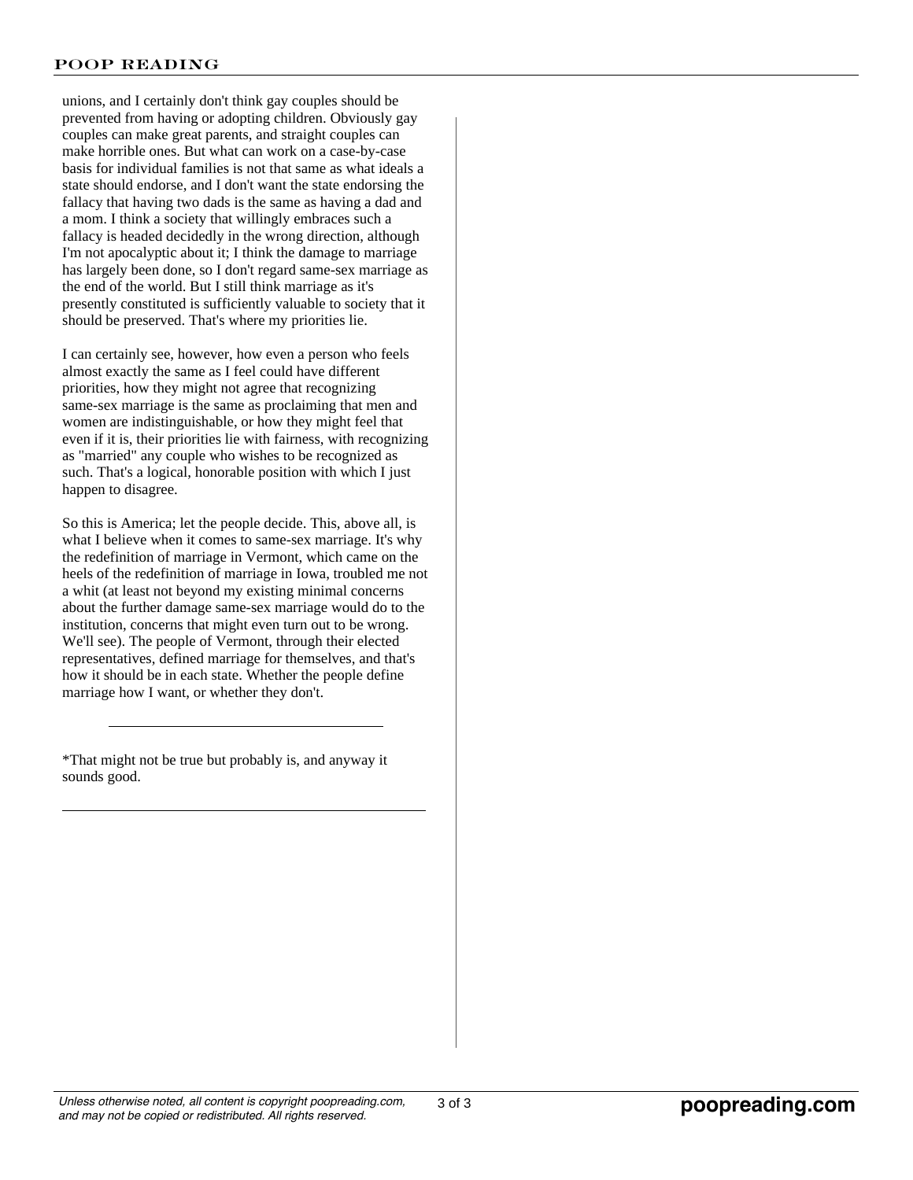unions, and I certainly don't think gay couples should be prevented from having or adopting children. Obviously gay couples can make great parents, and straight couples can make horrible ones. But what can work on a case-by-case basis for individual families is not that same as what ideals a state should endorse, and I don't want the state endorsing the fallacy that having two dads is the same as having a dad and a mom. I think a society that willingly embraces such a fallacy is headed decidedly in the wrong direction, although I'm not apocalyptic about it; I think the damage to marriage has largely been done, so I don't regard same-sex marriage as the end of the world. But I still think marriage as it's presently constituted is sufficiently valuable to society that it should be preserved. That's where my priorities lie.

I can certainly see, however, how even a person who feels almost exactly the same as I feel could have different priorities, how they might not agree that recognizing same-sex marriage is the same as proclaiming that men and women are indistinguishable, or how they might feel that even if it is, their priorities lie with fairness, with recognizing as "married" any couple who wishes to be recognized as such. That's a logical, honorable position with which I just happen to disagree.

So this is America; let the people decide. This, above all, is what I believe when it comes to same-sex marriage. It's why the redefinition of marriage in Vermont, which came on the heels of the redefinition of marriage in Iowa, troubled me not a whit (at least not beyond my existing minimal concerns about the further damage same-sex marriage would do to the institution, concerns that might even turn out to be wrong. We'll see). The people of Vermont, through their elected representatives, defined marriage for themselves, and that's how it should be in each state. Whether the people define marriage how I want, or whether they don't.

---

*That might not be true but probably is, and anyway it sounds good.